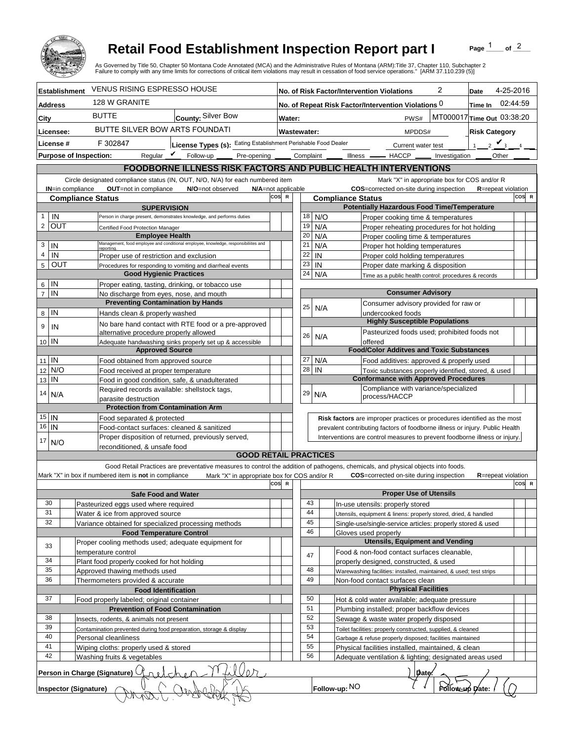# Retail Food Establishment Inspection Report part I

As Governed by Title 50, Chapter 50 Montana Code Annotated (MCA) and the Administrative Rules of Montana (ARM):Title 37, Chapter 110, Subchapter 2
Failure to comply with any time limits for corrections of critical item violations may result in cessation of food service operations." [ARM 37.110.239 (5)]

Page 1 of 2

| | | | |
|---|---|---|---|
| **Establishment** VENUS RISING ESPRESSO HOUSE | | **No. of Risk Factor/Intervention Violations** 2 | **Date** 4-25-2016 |
| **Address** 128 W GRANITE | | **No. of Repeat Risk Factor/Intervention Violations** 0 | **Time In** 02:44:59 |
| **City** BUTTE | **County:** Silver Bow | **Water:** PWS# MT000017 | **Time Out** 03:38:20 |
| **Licensee:** BUTTE SILVER BOW ARTS FOUNDATI | | **Wastewater:** MPDDS# | **Risk Category** |
| **License #** F 302847 | **License Types (s):** Eating Establishment Perishable Food Dealer | Current water test | 1 __ 2 ✔ 3 __ 4 __ |
| **Purpose of Inspection:** Regular ✔ Follow-up ___ Pre-opening ___ Complaint ___ Illness ___ HACCP ___ Investigation ___ Other ___ | | | |

## FOODBORNE ILLNESS RISK FACTORS AND PUBLIC HEALTH INTERVENTIONS

Circle designated compliance status (IN, OUT, N/O, N/A) for each numbered item — **IN**=in compliance **OUT**=not in compliance **N/O**=not observed **N/A**=not applicable

Mark "X" in appropriate box for COS and/or R — **COS**=corrected on-site during inspection **R**=repeat violation

| # | Compliance Status | Item | COS | R |
|---|---|---|---|---|
| | | **SUPERVISION** | | |
| 1 | IN | Person in charge present, demonstrates knowledge, and performs duties | | |
| 2 | OUT | Certified Food Protection Manager | | |
| | | **Employee Health** | | |
| 3 | IN | Management, food employee and conditional employee, knowledge, responsibilities and reporting. | | |
| 4 | IN | Proper use of restriction and exclusion | | |
| 5 | OUT | Procedures for responding to vomiting and diarrheal events | | |
| | | **Good Hygienic Practices** | | |
| 6 | IN | Proper eating, tasting, drinking, or tobacco use | | |
| 7 | IN | No discharge from eyes, nose, and mouth | | |
| | | **Preventing Contamination by Hands** | | |
| 8 | IN | Hands clean & properly washed | | |
| 9 | IN | No bare hand contact with RTE food or a pre-approved alternative procedure properly allowed | | |
| 10 | IN | Adequate handwashing sinks properly set up & accessible | | |
| | | **Approved Source** | | |
| 11 | IN | Food obtained from approved source | | |
| 12 | N/O | Food received at proper temperature | | |
| 13 | IN | Food in good condition, safe, & unadulterated | | |
| 14 | N/A | Required records available: shellstock tags, parasite destruction | | |
| | | **Protection from Contamination Arm** | | |
| 15 | IN | Food separated & protected | | |
| 16 | IN | Food-contact surfaces: cleaned & sanitized | | |
| 17 | N/O | Proper disposition of returned, previously served, reconditioned, & unsafe food | | |
| | | **Potentially Hazardous Food Time/Temperature** | | |
| 18 | N/O | Proper cooking time & temperatures | | |
| 19 | N/A | Proper reheating procedures for hot holding | | |
| 20 | N/A | Proper cooling time & temperatures | | |
| 21 | N/A | Proper hot holding temperatures | | |
| 22 | IN | Proper cold holding temperatures | | |
| 23 | IN | Proper date marking & disposition | | |
| 24 | N/A | Time as a public health control: procedures & records | | |
| | | **Consumer Advisory** | | |
| 25 | N/A | Consumer advisory provided for raw or undercooked foods | | |
| | | **Highly Susceptible Populations** | | |
| 26 | N/A | Pasteurized foods used; prohibited foods not offered | | |
| | | **Food/Color Additves and Toxic Substances** | | |
| 27 | N/A | Food additives: approved & properly used | | |
| 28 | IN | Toxic substances properly identified, stored, & used | | |
| | | **Conformance with Approved Procedures** | | |
| 29 | N/A | Compliance with variance/specialized process/HACCP | | |

**Risk factors** are improper practices or procedures identified as the most prevalent contributing factors of foodborne illness or injury. Public Health Interventions are control measures to prevent foodborne illness or injury.

## GOOD RETAIL PRACTICES

Good Retail Practices are preventative measures to control the addition of pathogens, chemicals, and physical objects into foods.

Mark "X" in box if numbered item is **not** in compliance — Mark "X" in appropriate box for COS and/or R — **COS**=corrected on-site during inspection **R**=repeat violation

| # | X | Item | COS | R |
|---|---|---|---|---|
| | | **Safe Food and Water** | | |
| 30 | | Pasteurized eggs used where required | | |
| 31 | | Water & ice from approved source | | |
| 32 | | Variance obtained for specialized processing methods | | |
| | | **Food Temperature Control** | | |
| 33 | | Proper cooling methods used; adequate equipment for temperature control | | |
| 34 | | Plant food properly cooked for hot holding | | |
| 35 | | Approved thawing methods used | | |
| 36 | | Thermometers provided & accurate | | |
| | | **Food Identification** | | |
| 37 | | Food properly labeled; original container | | |
| | | **Prevention of Food Contamination** | | |
| 38 | | Insects, rodents, & animals not present | | |
| 39 | | Contamination prevented during food preparation, storage & display | | |
| 40 | | Personal cleanliness | | |
| 41 | | Wiping cloths: properly used & stored | | |
| 42 | | Washing fruits & vegetables | | |
| | | **Proper Use of Utensils** | | |
| 43 | | In-use utensils: properly stored | | |
| 44 | | Utensils, equipment & linens: properly stored, dried, & handled | | |
| 45 | | Single-use/single-service articles: properly stored & used | | |
| 46 | | Gloves used properly | | |
| | | **Utensils, Equipment and Vending** | | |
| 47 | | Food & non-food contact surfaces cleanable, properly designed, constructed, & used | | |
| 48 | | Warewashing facilities: installed, maintained, & used; test strips | | |
| 49 | | Non-food contact surfaces clean | | |
| | | **Physical Facilities** | | |
| 50 | | Hot & cold water available; adequate pressure | | |
| 51 | | Plumbing installed; proper backflow devices | | |
| 52 | | Sewage & waste water properly disposed | | |
| 53 | | Toilet facilities: properly constructed, supplied, & cleaned | | |
| 54 | | Garbage & refuse properly disposed; facilities maintained | | |
| 55 | | Physical facilities installed, maintained, & clean | | |
| 56 | | Adequate ventilation & lighting; designated areas used | | |

**Person in Charge (Signature)** Gretchen Miller **Date:** 4/25/16

**Inspector (Signature)** [signature] **Follow-up:** NO **Follow-up Date:**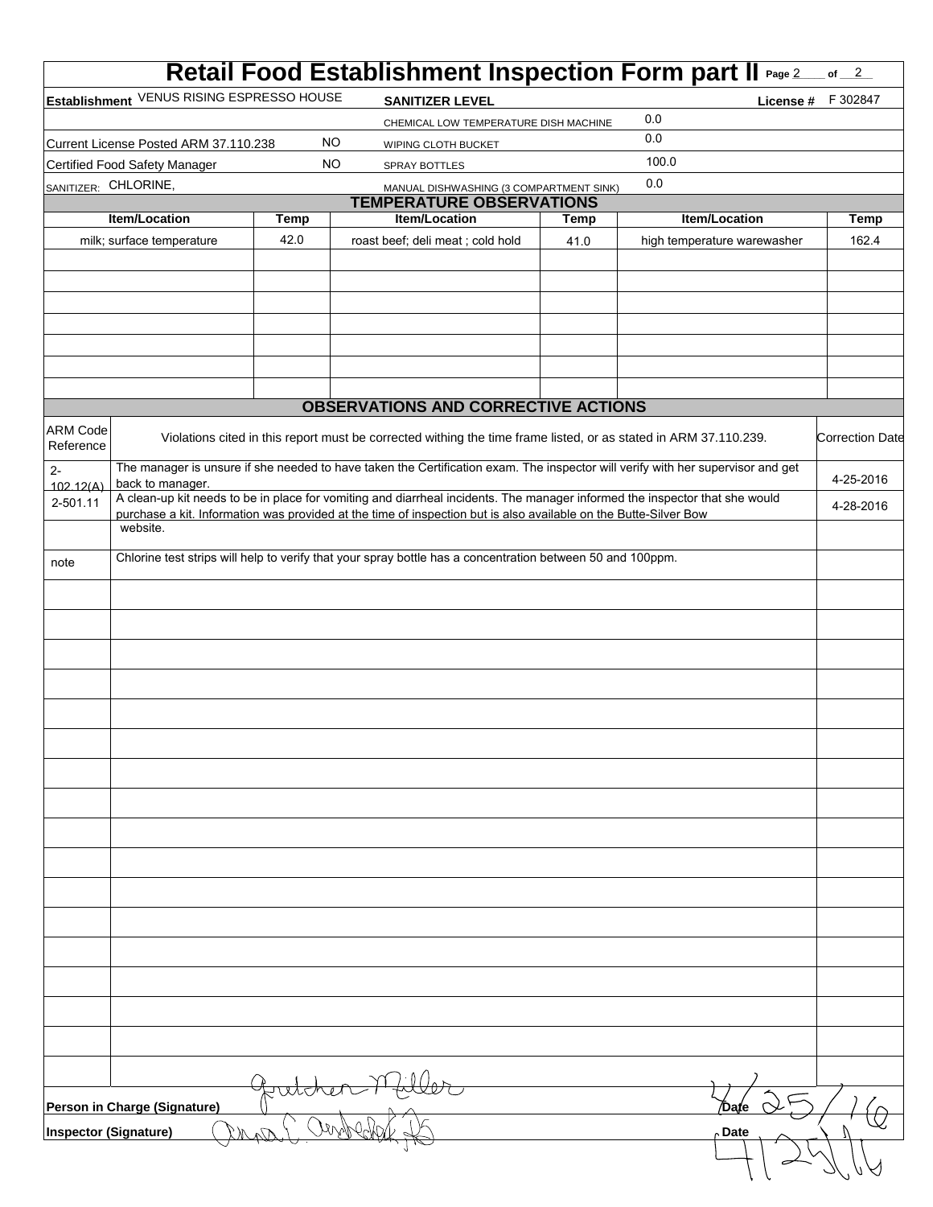# Retail Food Establishment Inspection Form part II

| | | | |
|---|---|---|---|
| **Establishment** VENUS RISING ESPRESSO HOUSE | | **SANITIZER LEVEL** | **License #** F 302847 |
| | | CHEMICAL LOW TEMPERATURE DISH MACHINE | 0.0 |
| Current License Posted ARM 37.110.238 | NO | WIPING CLOTH BUCKET | 0.0 |
| Certified Food Safety Manager | NO | SPRAY BOTTLES | 100.0 |
| SANITIZER: CHLORINE, | | MANUAL DISHWASHING (3 COMPARTMENT SINK) | 0.0 |

## TEMPERATURE OBSERVATIONS

| Item/Location | Temp | Item/Location | Temp | Item/Location | Temp |
|---|---|---|---|---|---|
| milk; surface temperature | 42.0 | roast beef; deli meat ; cold hold | 41.0 | high temperature warewasher | 162.4 |

## OBSERVATIONS AND CORRECTIVE ACTIONS

| ARM Code Reference | Violations cited in this report must be corrected withing the time frame listed, or as stated in ARM 37.110.239. | Correction Date |
|---|---|---|
| 2-102.12(A) | The manager is unsure if she needed to have taken the Certification exam. The inspector will verify with her supervisor and get back to manager. | 4-25-2016 |
| 2-501.11 | A clean-up kit needs to be in place for vomiting and diarrheal incidents. The manager informed the inspector that she would purchase a kit. Information was provided at the time of inspection but is also available on the Butte-Silver Bow website. | 4-28-2016 |
| note | Chlorine test strips will help to verify that your spray bottle has a concentration between 50 and 100ppm. | |

**Person in Charge (Signature)** Gretchen Miller **Date** 4/25/16

**Inspector (Signature)** [signature] **Date** 4/25/16